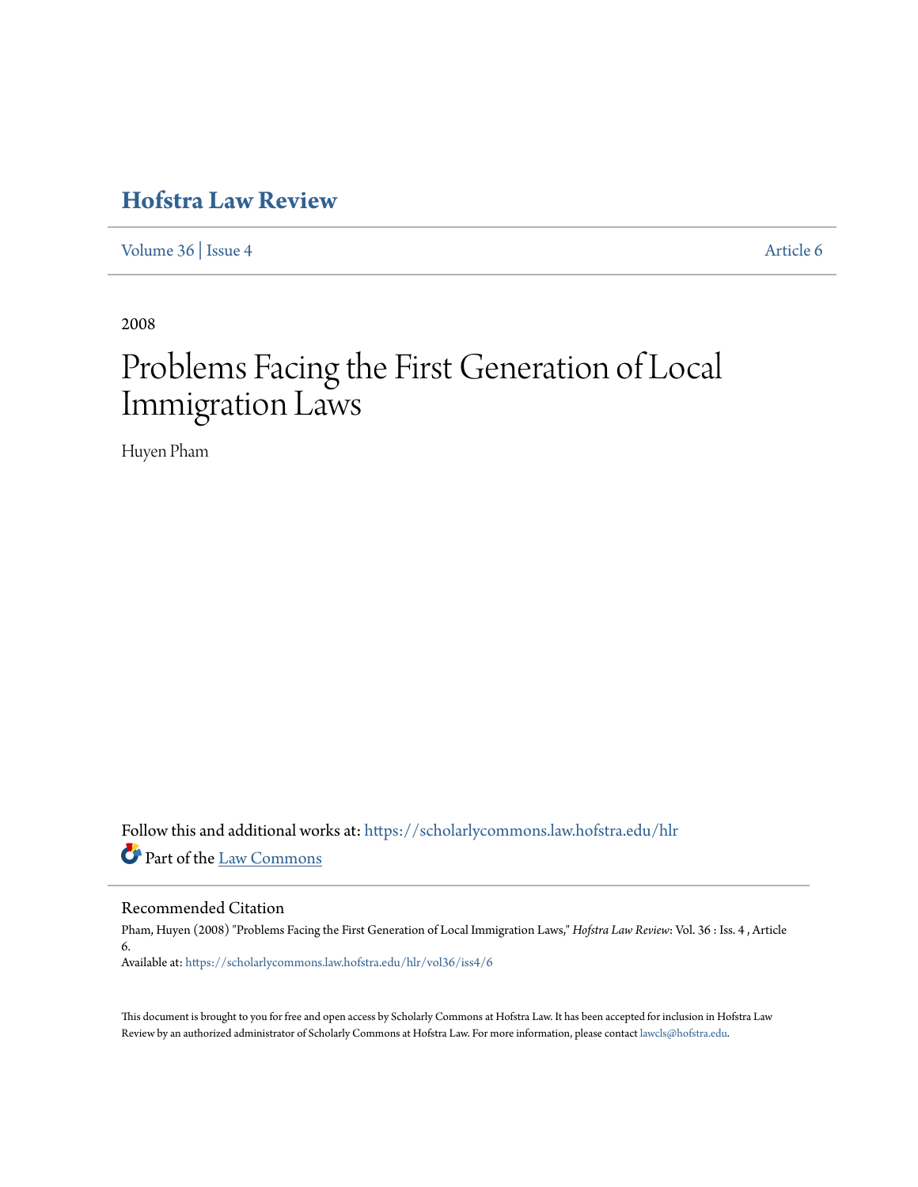# Hofstra Law Review

Volume 36 | Issue 4 Article 6

2008

# Problems Facing the First Generation of Local Immigration Laws

Huyen Pham

Follow this and additional works at: https://scholarlycommons.law.hofstra.edu/hlr

Part of the Law Commons

## Recommended Citation

Pham, Huyen (2008) "Problems Facing the First Generation of Local Immigration Laws," *Hofstra Law Review*: Vol. 36 : Iss. 4 , Article 6.
Available at: https://scholarlycommons.law.hofstra.edu/hlr/vol36/iss4/6

This document is brought to you for free and open access by Scholarly Commons at Hofstra Law. It has been accepted for inclusion in Hofstra Law Review by an authorized administrator of Scholarly Commons at Hofstra Law. For more information, please contact lawcls@hofstra.edu.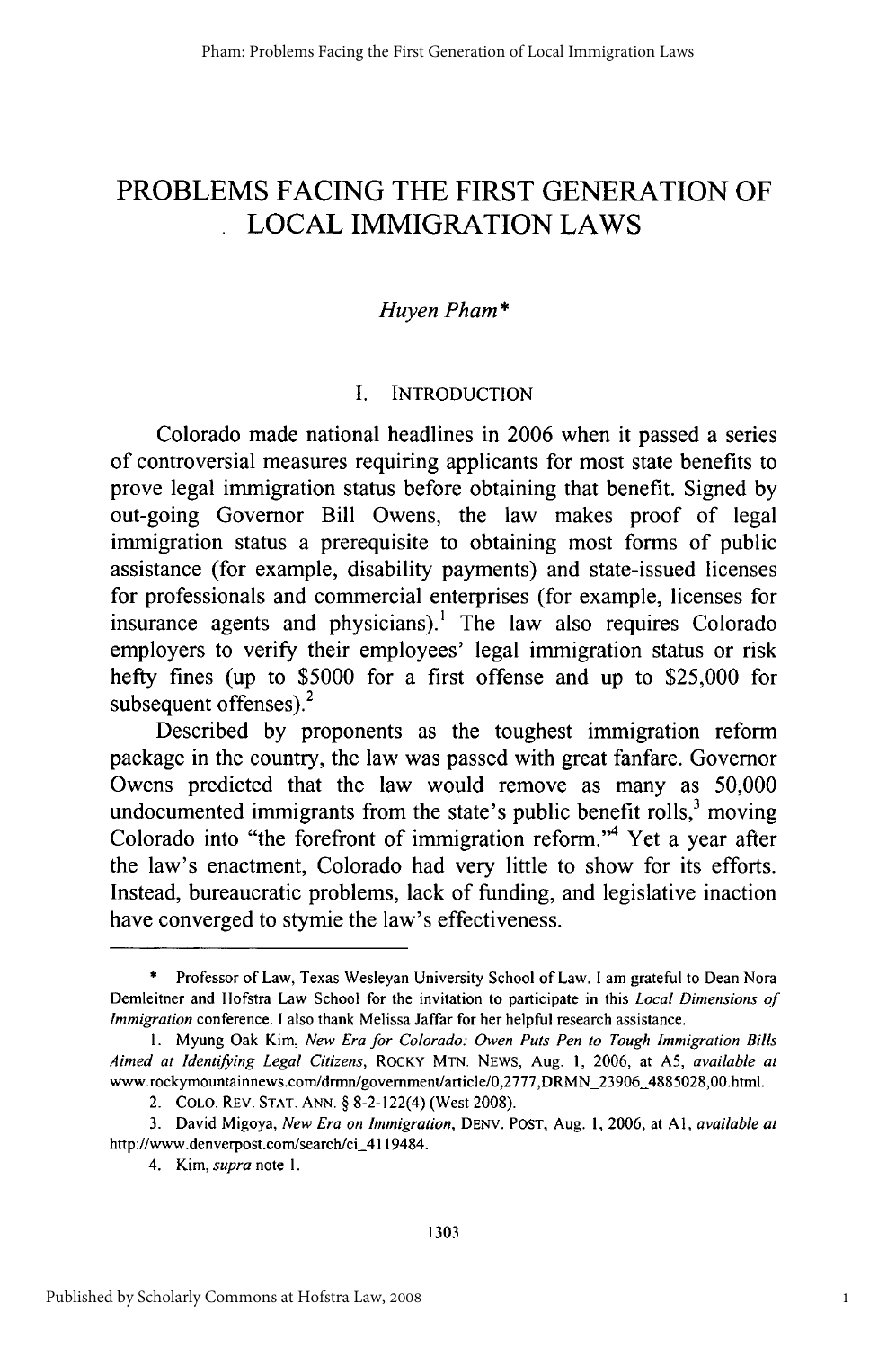# PROBLEMS FACING THE FIRST GENERATION OF LOCAL IMMIGRATION LAWS

*Huyen Pham\**

## I. INTRODUCTION

Colorado made national headlines in 2006 when it passed a series of controversial measures requiring applicants for most state benefits to prove legal immigration status before obtaining that benefit. Signed by out-going Governor Bill Owens, the law makes proof of legal immigration status a prerequisite to obtaining most forms of public assistance (for example, disability payments) and state-issued licenses for professionals and commercial enterprises (for example, licenses for insurance agents and physicians).[1] The law also requires Colorado employers to verify their employees' legal immigration status or risk hefty fines (up to $5000 for a first offense and up to $25,000 for subsequent offenses).[2]

Described by proponents as the toughest immigration reform package in the country, the law was passed with great fanfare. Governor Owens predicted that the law would remove as many as 50,000 undocumented immigrants from the state's public benefit rolls,[3] moving Colorado into "the forefront of immigration reform."[4] Yet a year after the law's enactment, Colorado had very little to show for its efforts. Instead, bureaucratic problems, lack of funding, and legislative inaction have converged to stymie the law's effectiveness.

---

\* Professor of Law, Texas Wesleyan University School of Law. I am grateful to Dean Nora Demleitner and Hofstra Law School for the invitation to participate in this *Local Dimensions of Immigration* conference. I also thank Melissa Jaffar for her helpful research assistance.

1. Myung Oak Kim, *New Era for Colorado: Owen Puts Pen to Tough Immigration Bills Aimed at Identifying Legal Citizens*, ROCKY MTN. NEWS, Aug. 1, 2006, at A5, *available at* www.rockymountainnews.com/drmn/government/article/0,2777,DRMN_23906_4885028,00.html.

2. COLO. REV. STAT. ANN. § 8-2-122(4) (West 2008).

3. David Migoya, *New Era on Immigration*, DENV. POST, Aug. 1, 2006, at A1, *available at* http://www.denverpost.com/search/ci_4119484.

4. Kim, *supra* note 1.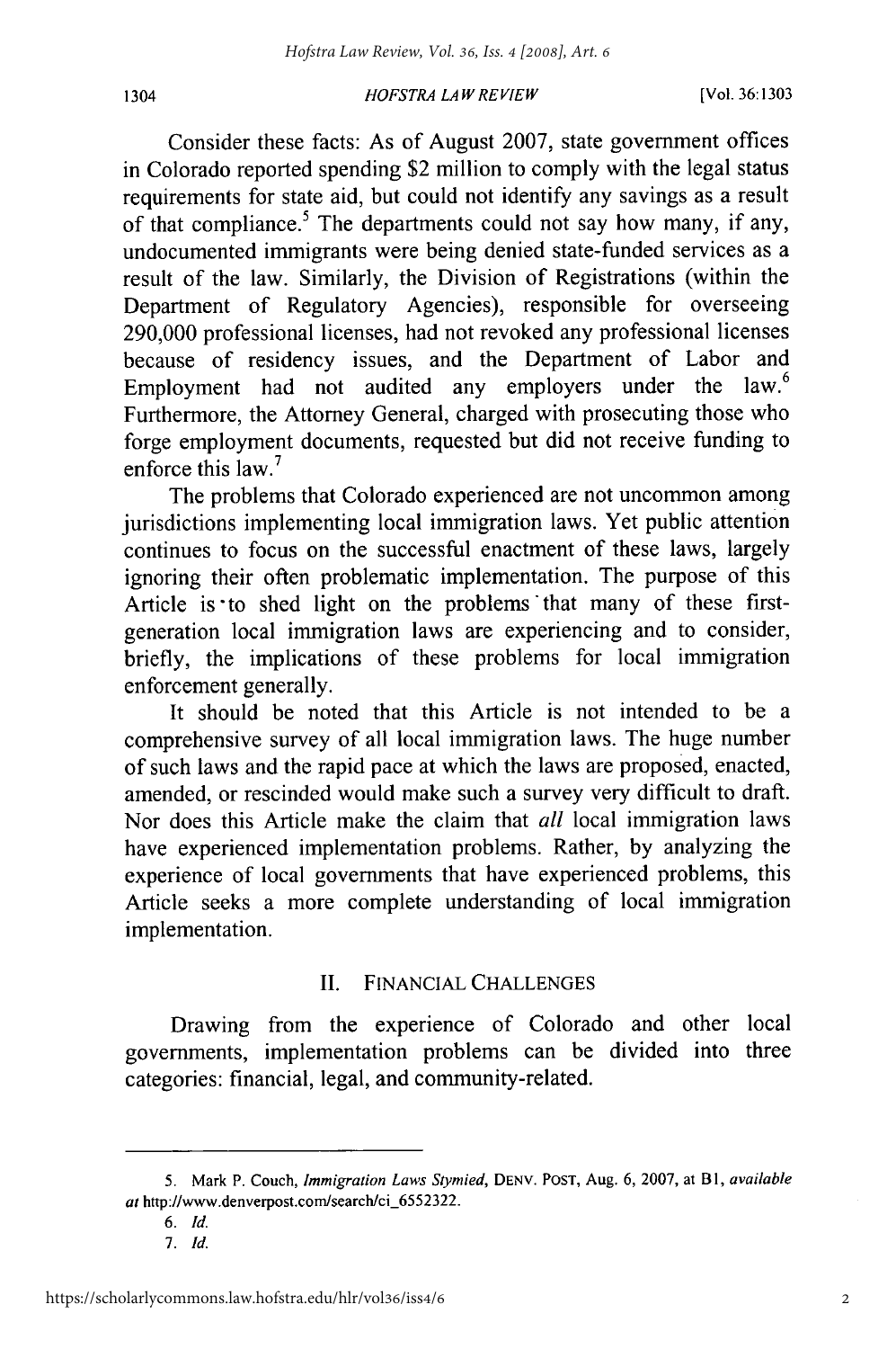Consider these facts: As of August 2007, state government offices in Colorado reported spending $2 million to comply with the legal status requirements for state aid, but could not identify any savings as a result of that compliance.[5] The departments could not say how many, if any, undocumented immigrants were being denied state-funded services as a result of the law. Similarly, the Division of Registrations (within the Department of Regulatory Agencies), responsible for overseeing 290,000 professional licenses, had not revoked any professional licenses because of residency issues, and the Department of Labor and Employment had not audited any employers under the law.[6] Furthermore, the Attorney General, charged with prosecuting those who forge employment documents, requested but did not receive funding to enforce this law.[7]

The problems that Colorado experienced are not uncommon among jurisdictions implementing local immigration laws. Yet public attention continues to focus on the successful enactment of these laws, largely ignoring their often problematic implementation. The purpose of this Article is to shed light on the problems that many of these first-generation local immigration laws are experiencing and to consider, briefly, the implications of these problems for local immigration enforcement generally.

It should be noted that this Article is not intended to be a comprehensive survey of all local immigration laws. The huge number of such laws and the rapid pace at which the laws are proposed, enacted, amended, or rescinded would make such a survey very difficult to draft. Nor does this Article make the claim that *all* local immigration laws have experienced implementation problems. Rather, by analyzing the experience of local governments that have experienced problems, this Article seeks a more complete understanding of local immigration implementation.

## II. FINANCIAL CHALLENGES

Drawing from the experience of Colorado and other local governments, implementation problems can be divided into three categories: financial, legal, and community-related.

---

5. Mark P. Couch, *Immigration Laws Stymied*, DENV. POST, Aug. 6, 2007, at B1, *available at* http://www.denverpost.com/search/ci_6552322.

6. *Id.*

7. *Id.*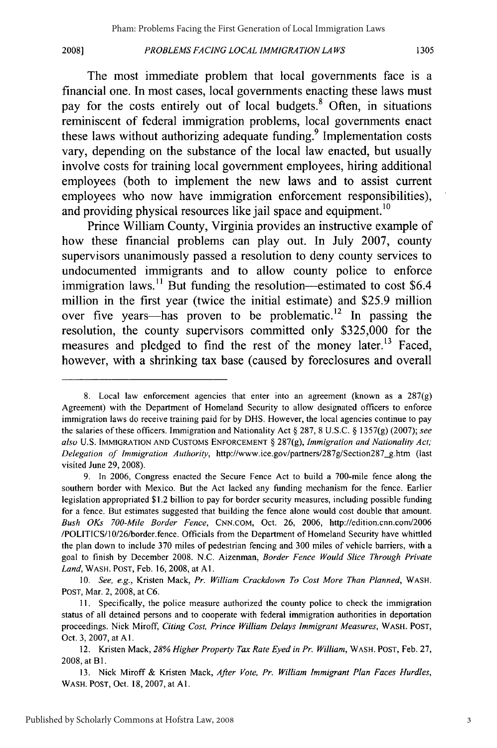The most immediate problem that local governments face is a financial one. In most cases, local governments enacting these laws must pay for the costs entirely out of local budgets.[8] Often, in situations reminiscent of federal immigration problems, local governments enact these laws without authorizing adequate funding.[9] Implementation costs vary, depending on the substance of the local law enacted, but usually involve costs for training local government employees, hiring additional employees (both to implement the new laws and to assist current employees who now have immigration enforcement responsibilities), and providing physical resources like jail space and equipment.[10]

Prince William County, Virginia provides an instructive example of how these financial problems can play out. In July 2007, county supervisors unanimously passed a resolution to deny county services to undocumented immigrants and to allow county police to enforce immigration laws.[11] But funding the resolution—estimated to cost $6.4 million in the first year (twice the initial estimate) and $25.9 million over five years—has proven to be problematic.[12] In passing the resolution, the county supervisors committed only $325,000 for the measures and pledged to find the rest of the money later.[13] Faced, however, with a shrinking tax base (caused by foreclosures and overall

---

8. Local law enforcement agencies that enter into an agreement (known as a 287(g) Agreement) with the Department of Homeland Security to allow designated officers to enforce immigration laws do receive training paid for by DHS. However, the local agencies continue to pay the salaries of these officers. Immigration and Nationality Act § 287, 8 U.S.C. § 1357(g) (2007); *see also* U.S. IMMIGRATION AND CUSTOMS ENFORCEMENT § 287(g), *Immigration and Nationality Act; Delegation of Immigration Authority*, http://www.ice.gov/partners/287g/Section287_g.htm (last visited June 29, 2008).

9. In 2006, Congress enacted the Secure Fence Act to build a 700-mile fence along the southern border with Mexico. But the Act lacked any funding mechanism for the fence. Earlier legislation appropriated $1.2 billion to pay for border security measures, including possible funding for a fence. But estimates suggested that building the fence alone would cost double that amount. *Bush OKs 700-Mile Border Fence*, CNN.COM, Oct. 26, 2006, http://edition.cnn.com/2006/POLITICS/10/26/border.fence. Officials from the Department of Homeland Security have whittled the plan down to include 370 miles of pedestrian fencing and 300 miles of vehicle barriers, with a goal to finish by December 2008. N.C. Aizenman, *Border Fence Would Slice Through Private Land*, WASH. POST, Feb. 16, 2008, at A1.

10. *See, e.g.*, Kristen Mack, *Pr. William Crackdown To Cost More Than Planned*, WASH. POST, Mar. 2, 2008, at C6.

11. Specifically, the police measure authorized the county police to check the immigration status of all detained persons and to cooperate with federal immigration authorities in deportation proceedings. Nick Miroff, *Citing Cost, Prince William Delays Immigrant Measures*, WASH. POST, Oct. 3, 2007, at A1.

12. Kristen Mack, *28% Higher Property Tax Rate Eyed in Pr. William*, WASH. POST, Feb. 27, 2008, at B1.

13. Nick Miroff & Kristen Mack, *After Vote, Pr. William Immigrant Plan Faces Hurdles*, WASH. POST, Oct. 18, 2007, at A1.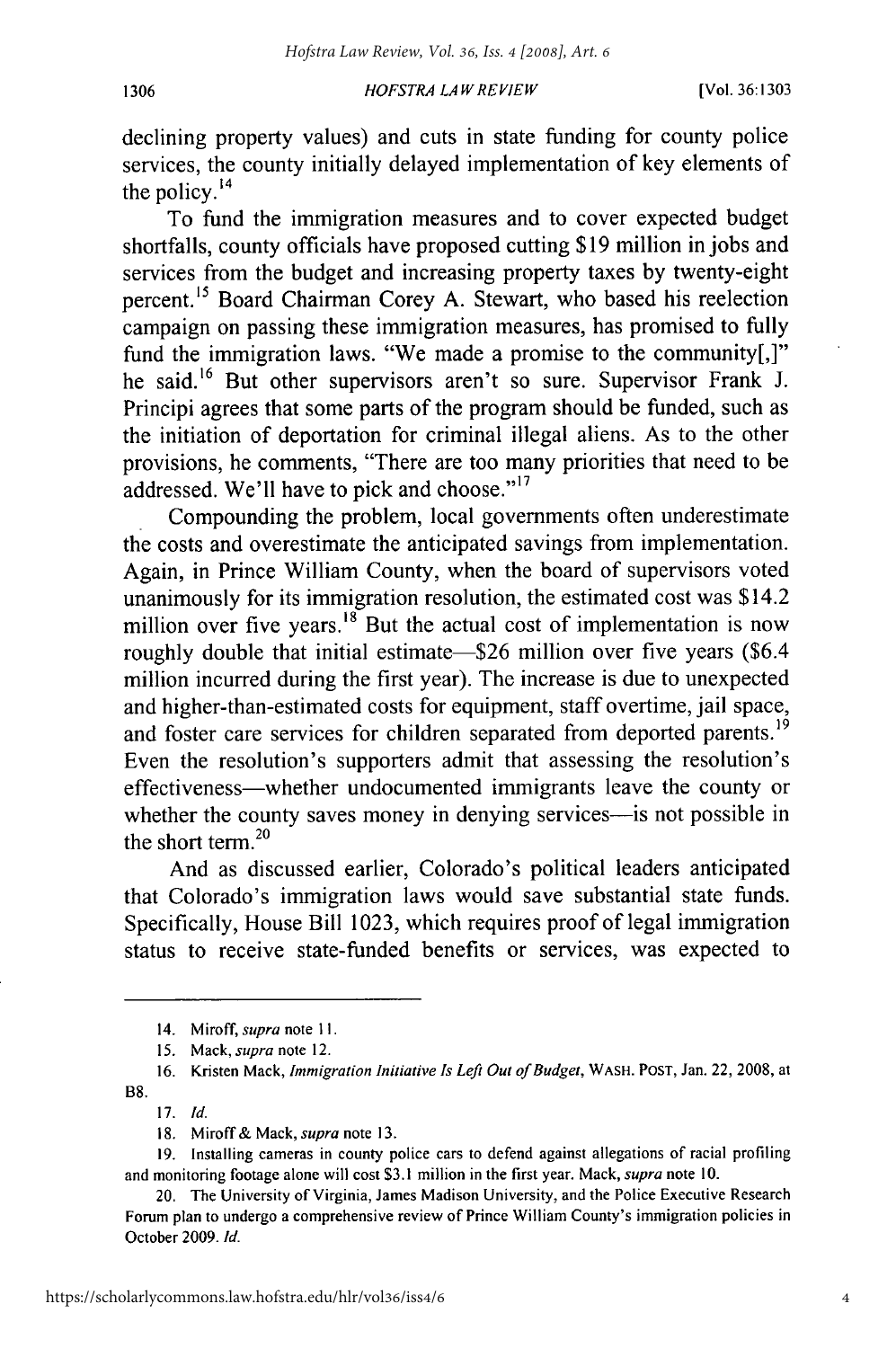declining property values) and cuts in state funding for county police services, the county initially delayed implementation of key elements of the policy.[14]

To fund the immigration measures and to cover expected budget shortfalls, county officials have proposed cutting $19 million in jobs and services from the budget and increasing property taxes by twenty-eight percent.[15] Board Chairman Corey A. Stewart, who based his reelection campaign on passing these immigration measures, has promised to fully fund the immigration laws. "We made a promise to the community[,]" he said.[16] But other supervisors aren't so sure. Supervisor Frank J. Principi agrees that some parts of the program should be funded, such as the initiation of deportation for criminal illegal aliens. As to the other provisions, he comments, "There are too many priorities that need to be addressed. We'll have to pick and choose."[17]

Compounding the problem, local governments often underestimate the costs and overestimate the anticipated savings from implementation. Again, in Prince William County, when the board of supervisors voted unanimously for its immigration resolution, the estimated cost was $14.2 million over five years.[18] But the actual cost of implementation is now roughly double that initial estimate—$26 million over five years ($6.4 million incurred during the first year). The increase is due to unexpected and higher-than-estimated costs for equipment, staff overtime, jail space, and foster care services for children separated from deported parents.[19] Even the resolution's supporters admit that assessing the resolution's effectiveness—whether undocumented immigrants leave the county or whether the county saves money in denying services—is not possible in the short term.[20]

And as discussed earlier, Colorado's political leaders anticipated that Colorado's immigration laws would save substantial state funds. Specifically, House Bill 1023, which requires proof of legal immigration status to receive state-funded benefits or services, was expected to

---

14. Miroff, *supra* note 11.

15. Mack, *supra* note 12.

16. Kristen Mack, *Immigration Initiative Is Left Out of Budget*, WASH. POST, Jan. 22, 2008, at B8.

17. *Id.*

18. Miroff & Mack, *supra* note 13.

19. Installing cameras in county police cars to defend against allegations of racial profiling and monitoring footage alone will cost $3.1 million in the first year. Mack, *supra* note 10.

20. The University of Virginia, James Madison University, and the Police Executive Research Forum plan to undergo a comprehensive review of Prince William County's immigration policies in October 2009. *Id.*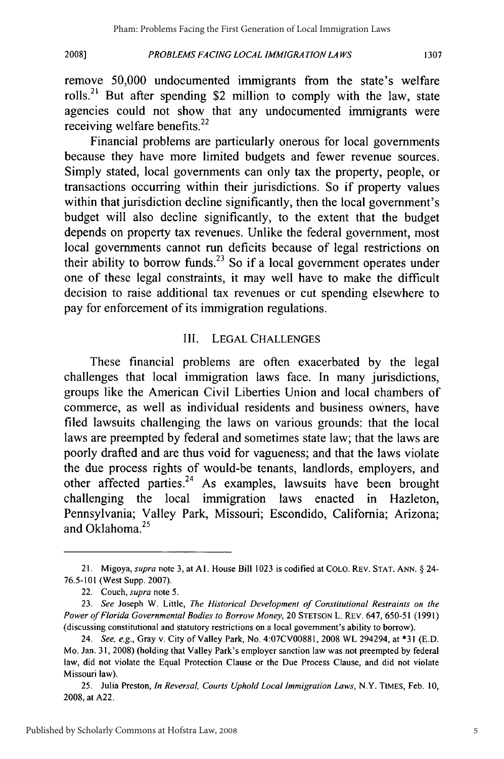remove 50,000 undocumented immigrants from the state's welfare rolls.[21] But after spending $2 million to comply with the law, state agencies could not show that any undocumented immigrants were receiving welfare benefits.[22]

Financial problems are particularly onerous for local governments because they have more limited budgets and fewer revenue sources. Simply stated, local governments can only tax the property, people, or transactions occurring within their jurisdictions. So if property values within that jurisdiction decline significantly, then the local government's budget will also decline significantly, to the extent that the budget depends on property tax revenues. Unlike the federal government, most local governments cannot run deficits because of legal restrictions on their ability to borrow funds.[23] So if a local government operates under one of these legal constraints, it may well have to make the difficult decision to raise additional tax revenues or cut spending elsewhere to pay for enforcement of its immigration regulations.

## III. LEGAL CHALLENGES

These financial problems are often exacerbated by the legal challenges that local immigration laws face. In many jurisdictions, groups like the American Civil Liberties Union and local chambers of commerce, as well as individual residents and business owners, have filed lawsuits challenging the laws on various grounds: that the local laws are preempted by federal and sometimes state law; that the laws are poorly drafted and are thus void for vagueness; and that the laws violate the due process rights of would-be tenants, landlords, employers, and other affected parties.[24] As examples, lawsuits have been brought challenging the local immigration laws enacted in Hazleton, Pennsylvania; Valley Park, Missouri; Escondido, California; Arizona; and Oklahoma.[25]

---

21. Migoya, *supra* note 3, at A1. House Bill 1023 is codified at COLO. REV. STAT. ANN. § 24-76.5-101 (West Supp. 2007).

22. Couch, *supra* note 5.

23. *See* Joseph W. Little, *The Historical Development of Constitutional Restraints on the Power of Florida Governmental Bodies to Borrow Money*, 20 STETSON L. REV. 647, 650-51 (1991) (discussing constitutional and statutory restrictions on a local government's ability to borrow).

24. *See, e.g.*, Gray v. City of Valley Park, No. 4:07CV00881, 2008 WL 294294, at *31 (E.D. Mo. Jan. 31, 2008) (holding that Valley Park's employer sanction law was not preempted by federal law, did not violate the Equal Protection Clause or the Due Process Clause, and did not violate Missouri law).

25. Julia Preston, *In Reversal, Courts Uphold Local Immigration Laws*, N.Y. TIMES, Feb. 10, 2008, at A22.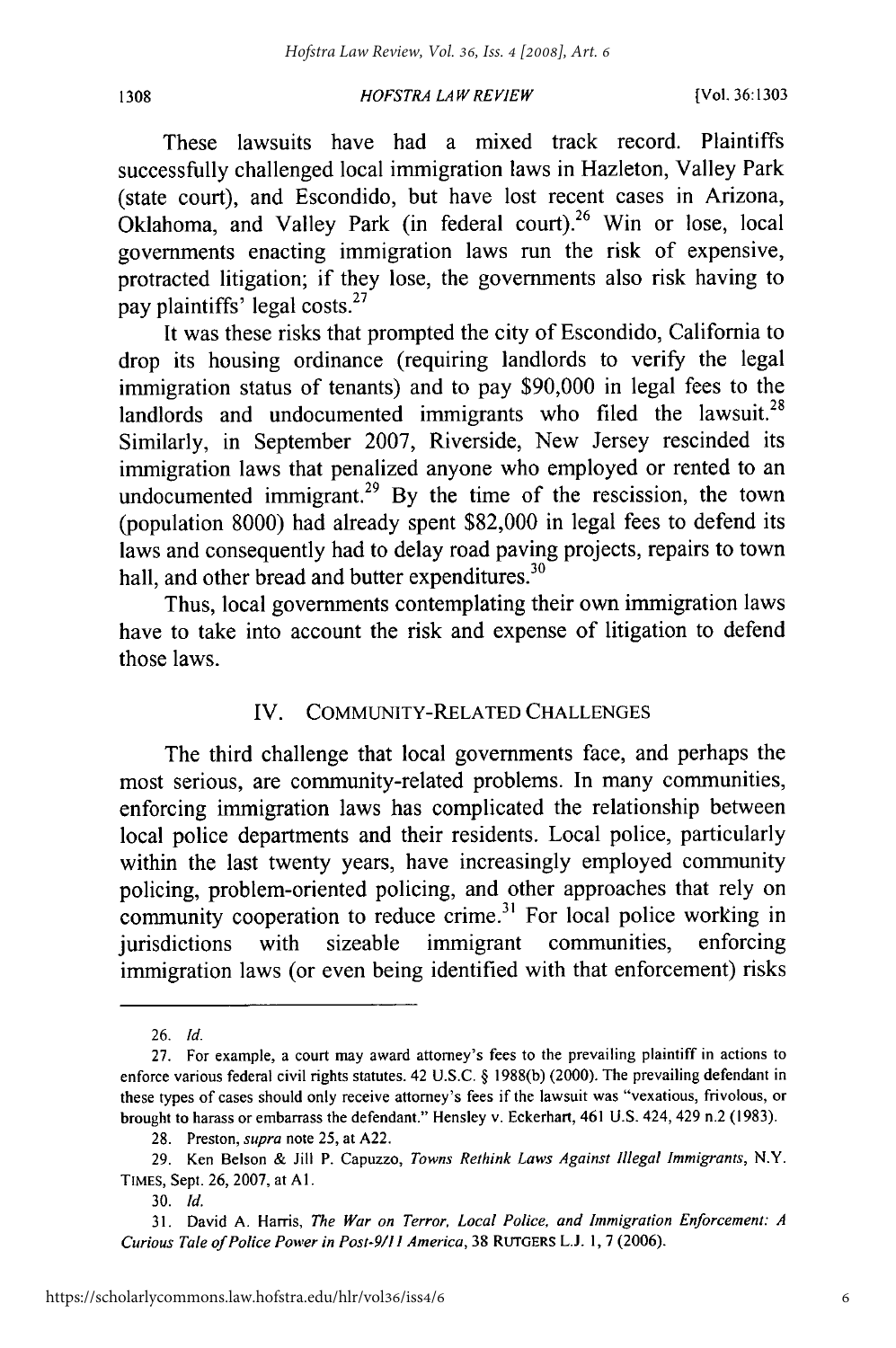These lawsuits have had a mixed track record. Plaintiffs successfully challenged local immigration laws in Hazleton, Valley Park (state court), and Escondido, but have lost recent cases in Arizona, Oklahoma, and Valley Park (in federal court).[26] Win or lose, local governments enacting immigration laws run the risk of expensive, protracted litigation; if they lose, the governments also risk having to pay plaintiffs' legal costs.[27]

It was these risks that prompted the city of Escondido, California to drop its housing ordinance (requiring landlords to verify the legal immigration status of tenants) and to pay $90,000 in legal fees to the landlords and undocumented immigrants who filed the lawsuit.[28] Similarly, in September 2007, Riverside, New Jersey rescinded its immigration laws that penalized anyone who employed or rented to an undocumented immigrant.[29] By the time of the rescission, the town (population 8000) had already spent $82,000 in legal fees to defend its laws and consequently had to delay road paving projects, repairs to town hall, and other bread and butter expenditures.[30]

Thus, local governments contemplating their own immigration laws have to take into account the risk and expense of litigation to defend those laws.

## IV. COMMUNITY-RELATED CHALLENGES

The third challenge that local governments face, and perhaps the most serious, are community-related problems. In many communities, enforcing immigration laws has complicated the relationship between local police departments and their residents. Local police, particularly within the last twenty years, have increasingly employed community policing, problem-oriented policing, and other approaches that rely on community cooperation to reduce crime.[31] For local police working in jurisdictions with sizeable immigrant communities, enforcing immigration laws (or even being identified with that enforcement) risks

---

26. *Id.*

27. For example, a court may award attorney's fees to the prevailing plaintiff in actions to enforce various federal civil rights statutes. 42 U.S.C. § 1988(b) (2000). The prevailing defendant in these types of cases should only receive attorney's fees if the lawsuit was "vexatious, frivolous, or brought to harass or embarrass the defendant." Hensley v. Eckerhart, 461 U.S. 424, 429 n.2 (1983).

28. Preston, *supra* note 25, at A22.

29. Ken Belson & Jill P. Capuzzo, *Towns Rethink Laws Against Illegal Immigrants*, N.Y. TIMES, Sept. 26, 2007, at A1.

30. *Id.*

31. David A. Harris, *The War on Terror, Local Police, and Immigration Enforcement: A Curious Tale of Police Power in Post-9/11 America*, 38 RUTGERS L.J. 1, 7 (2006).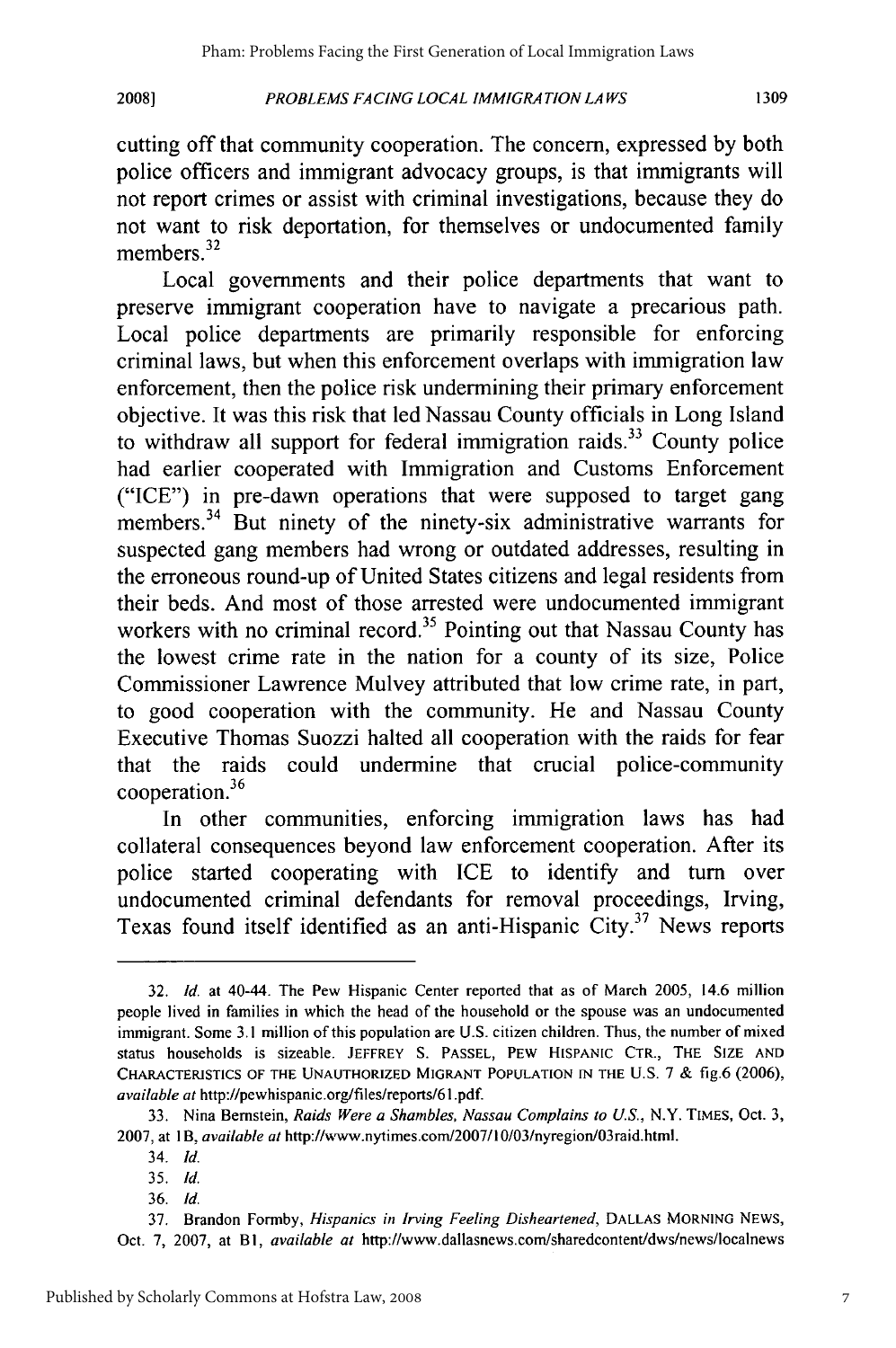cutting off that community cooperation. The concern, expressed by both police officers and immigrant advocacy groups, is that immigrants will not report crimes or assist with criminal investigations, because they do not want to risk deportation, for themselves or undocumented family members.[32]

Local governments and their police departments that want to preserve immigrant cooperation have to navigate a precarious path. Local police departments are primarily responsible for enforcing criminal laws, but when this enforcement overlaps with immigration law enforcement, then the police risk undermining their primary enforcement objective. It was this risk that led Nassau County officials in Long Island to withdraw all support for federal immigration raids.[33] County police had earlier cooperated with Immigration and Customs Enforcement ("ICE") in pre-dawn operations that were supposed to target gang members.[34] But ninety of the ninety-six administrative warrants for suspected gang members had wrong or outdated addresses, resulting in the erroneous round-up of United States citizens and legal residents from their beds. And most of those arrested were undocumented immigrant workers with no criminal record.[35] Pointing out that Nassau County has the lowest crime rate in the nation for a county of its size, Police Commissioner Lawrence Mulvey attributed that low crime rate, in part, to good cooperation with the community. He and Nassau County Executive Thomas Suozzi halted all cooperation with the raids for fear that the raids could undermine that crucial police-community cooperation.[36]

In other communities, enforcing immigration laws has had collateral consequences beyond law enforcement cooperation. After its police started cooperating with ICE to identify and turn over undocumented criminal defendants for removal proceedings, Irving, Texas found itself identified as an anti-Hispanic City.[37] News reports

---

32. *Id.* at 40-44. The Pew Hispanic Center reported that as of March 2005, 14.6 million people lived in families in which the head of the household or the spouse was an undocumented immigrant. Some 3.1 million of this population are U.S. citizen children. Thus, the number of mixed status households is sizeable. JEFFREY S. PASSEL, PEW HISPANIC CTR., THE SIZE AND CHARACTERISTICS OF THE UNAUTHORIZED MIGRANT POPULATION IN THE U.S. 7 & fig.6 (2006), *available at* http://pewhispanic.org/files/reports/61.pdf.

33. Nina Bernstein, *Raids Were a Shambles, Nassau Complains to U.S.*, N.Y. TIMES, Oct. 3, 2007, at 1B, *available at* http://www.nytimes.com/2007/10/03/nyregion/03raid.html.

34. *Id.*

35. *Id.*

36. *Id.*

37. Brandon Formby, *Hispanics in Irving Feeling Disheartened*, DALLAS MORNING NEWS, Oct. 7, 2007, at B1, *available at* http://www.dallasnews.com/sharedcontent/dws/news/localnews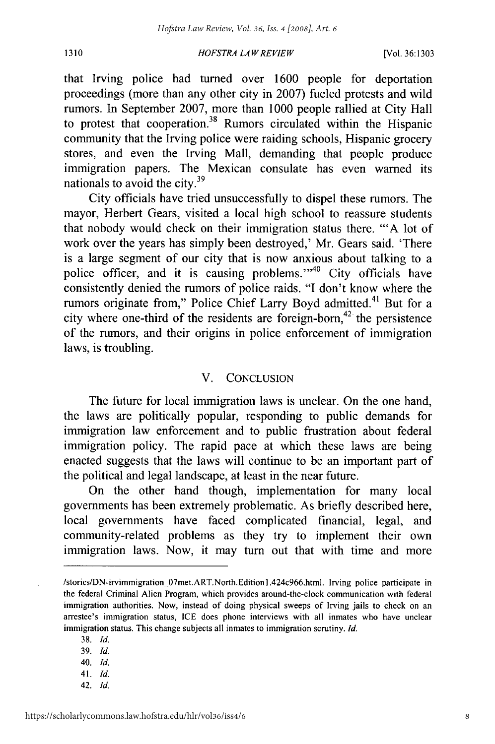that Irving police had turned over 1600 people for deportation proceedings (more than any other city in 2007) fueled protests and wild rumors. In September 2007, more than 1000 people rallied at City Hall to protest that cooperation.[38] Rumors circulated within the Hispanic community that the Irving police were raiding schools, Hispanic grocery stores, and even the Irving Mall, demanding that people produce immigration papers. The Mexican consulate has even warned its nationals to avoid the city.[39]

City officials have tried unsuccessfully to dispel these rumors. The mayor, Herbert Gears, visited a local high school to reassure students that nobody would check on their immigration status there. "'A lot of work over the years has simply been destroyed,' Mr. Gears said. 'There is a large segment of our city that is now anxious about talking to a police officer, and it is causing problems.'"[40] City officials have consistently denied the rumors of police raids. "I don't know where the rumors originate from," Police Chief Larry Boyd admitted.[41] But for a city where one-third of the residents are foreign-born,[42] the persistence of the rumors, and their origins in police enforcement of immigration laws, is troubling.

## V. CONCLUSION

The future for local immigration laws is unclear. On the one hand, the laws are politically popular, responding to public demands for immigration law enforcement and to public frustration about federal immigration policy. The rapid pace at which these laws are being enacted suggests that the laws will continue to be an important part of the political and legal landscape, at least in the near future.

On the other hand though, implementation for many local governments has been extremely problematic. As briefly described here, local governments have faced complicated financial, legal, and community-related problems as they try to implement their own immigration laws. Now, it may turn out that with time and more

---

/stories/DN-irvimmigration_07met.ART.North.Edition1.424c966.html. Irving police participate in the federal Criminal Alien Program, which provides around-the-clock communication with federal immigration authorities. Now, instead of doing physical sweeps of Irving jails to check on an arrestee's immigration status, ICE does phone interviews with all inmates who have unclear immigration status. This change subjects all inmates to immigration scrutiny. *Id.*

38. *Id.*

39. *Id.*

40. *Id.*

41. *Id.*

42. *Id.*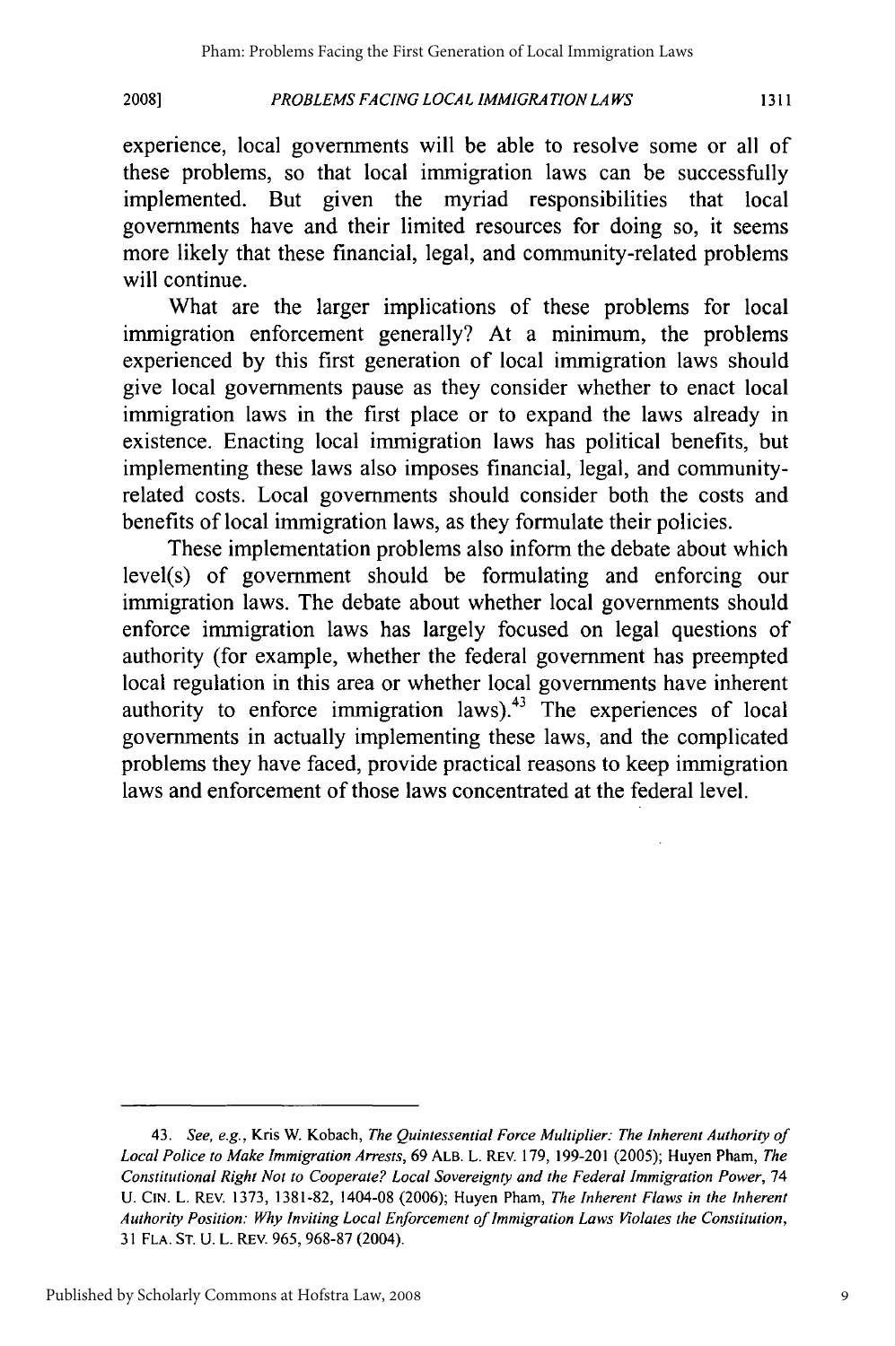experience, local governments will be able to resolve some or all of these problems, so that local immigration laws can be successfully implemented. But given the myriad responsibilities that local governments have and their limited resources for doing so, it seems more likely that these financial, legal, and community-related problems will continue.

What are the larger implications of these problems for local immigration enforcement generally? At a minimum, the problems experienced by this first generation of local immigration laws should give local governments pause as they consider whether to enact local immigration laws in the first place or to expand the laws already in existence. Enacting local immigration laws has political benefits, but implementing these laws also imposes financial, legal, and community-related costs. Local governments should consider both the costs and benefits of local immigration laws, as they formulate their policies.

These implementation problems also inform the debate about which level(s) of government should be formulating and enforcing our immigration laws. The debate about whether local governments should enforce immigration laws has largely focused on legal questions of authority (for example, whether the federal government has preempted local regulation in this area or whether local governments have inherent authority to enforce immigration laws).[43] The experiences of local governments in actually implementing these laws, and the complicated problems they have faced, provide practical reasons to keep immigration laws and enforcement of those laws concentrated at the federal level.

---

43. *See, e.g.*, Kris W. Kobach, *The Quintessential Force Multiplier: The Inherent Authority of Local Police to Make Immigration Arrests*, 69 ALB. L. REV. 179, 199-201 (2005); Huyen Pham, *The Constitutional Right Not to Cooperate? Local Sovereignty and the Federal Immigration Power*, 74 U. CIN. L. REV. 1373, 1381-82, 1404-08 (2006); Huyen Pham, *The Inherent Flaws in the Inherent Authority Position: Why Inviting Local Enforcement of Immigration Laws Violates the Constitution*, 31 FLA. ST. U. L. REV. 965, 968-87 (2004).